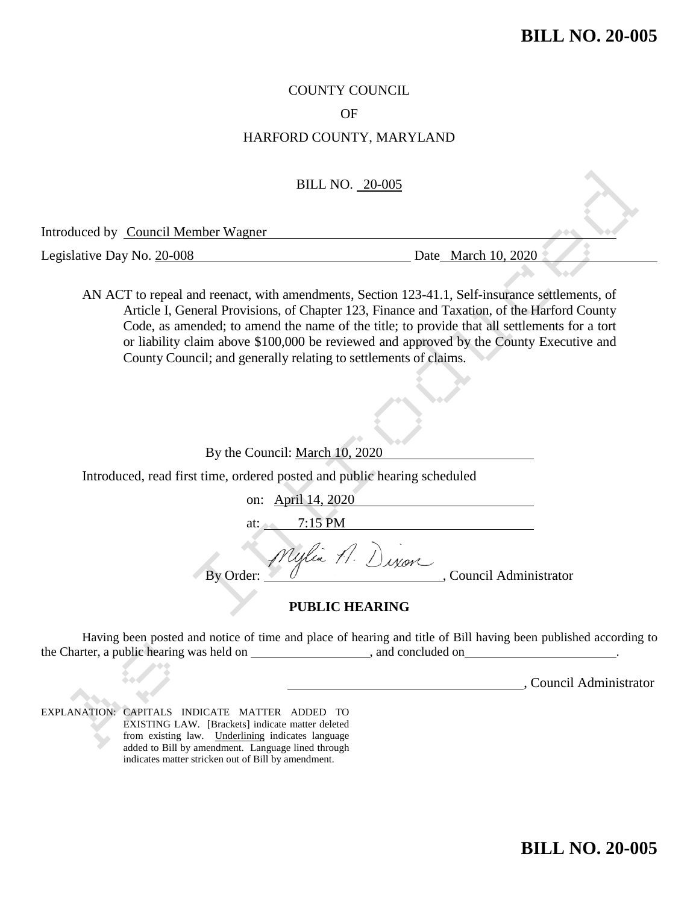**BILL NO. 20-005**

COUNTY COUNCIL

OF

HARFORD COUNTY, MARYLAND

BILL NO. 20-005

Introduced by Council Member Wagner

Legislative Day No. 20-008 Date March 10, 2020

AN ACT to repeal and reenact, with amendments, Section 123-41.1, Self-insurance settlements, of Article I, General Provisions, of Chapter 123, Finance and Taxation, of the Harford County Code, as amended; to amend the name of the title; to provide that all settlements for a tort or liability claim above $100,000 be reviewed and approved by the County Executive and County Council; and generally relating to settlements of claims.

By the Council: March 10, 2020

Introduced, read first time, ordered posted and public hearing scheduled

on: April 14, 2020

at: 7:15 PM

By Order: Mylia A. Dixon, Council Administrator

**PUBLIC HEARING**

Having been posted and notice of time and place of hearing and title of Bill having been published according to the Charter, a public hearing was held on \_\_\_\_\_\_\_\_\_\_, and concluded on \_\_\_\_\_\_\_\_\_\_.

\_\_\_\_\_\_\_\_\_\_, Council Administrator

EXPLANATION: CAPITALS INDICATE MATTER ADDED TO EXISTING LAW. [Brackets] indicate matter deleted from existing law. Underlining indicates language added to Bill by amendment. Language lined through indicates matter stricken out of Bill by amendment.

**BILL NO. 20-005**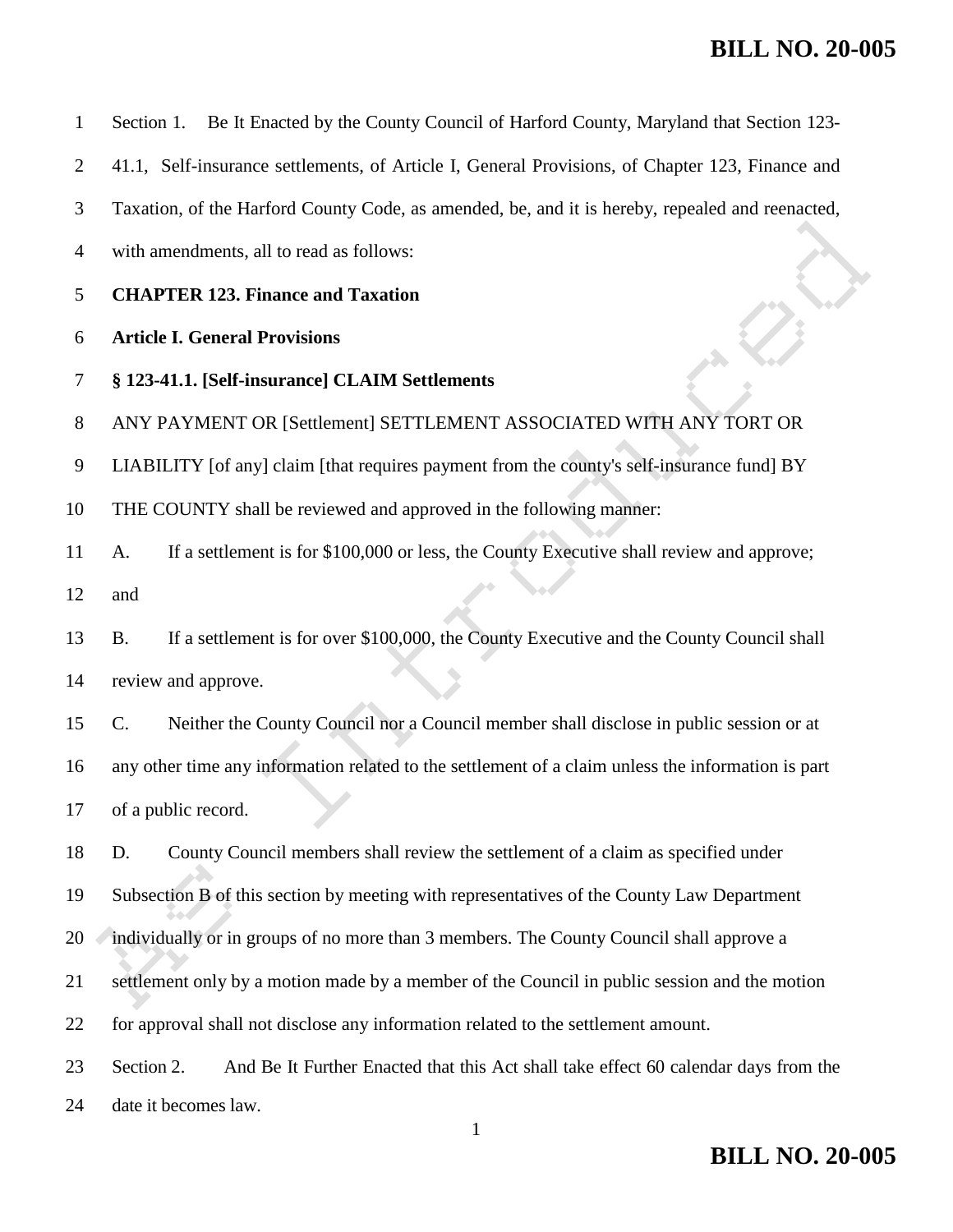Section 1. Be It Enacted by the County Council of Harford County, Maryland that Section 123-41.1, Self-insurance settlements, of Article I, General Provisions, of Chapter 123, Finance and Taxation, of the Harford County Code, as amended, be, and it is hereby, repealed and reenacted, with amendments, all to read as follows:

**CHAPTER 123. Finance and Taxation**

**Article I. General Provisions**

**§ 123-41.1. [Self-insurance] CLAIM Settlements**

ANY PAYMENT OR [Settlement] SETTLEMENT ASSOCIATED WITH ANY TORT OR LIABILITY [of any] claim [that requires payment from the county's self-insurance fund] BY THE COUNTY shall be reviewed and approved in the following manner:

A. If a settlement is for $100,000 or less, the County Executive shall review and approve; and

B. If a settlement is for over $100,000, the County Executive and the County Council shall review and approve.

C. Neither the County Council nor a Council member shall disclose in public session or at any other time any information related to the settlement of a claim unless the information is part of a public record.

D. County Council members shall review the settlement of a claim as specified under Subsection B of this section by meeting with representatives of the County Law Department individually or in groups of no more than 3 members. The County Council shall approve a settlement only by a motion made by a member of the Council in public session and the motion for approval shall not disclose any information related to the settlement amount.

Section 2. And Be It Further Enacted that this Act shall take effect 60 calendar days from the date it becomes law.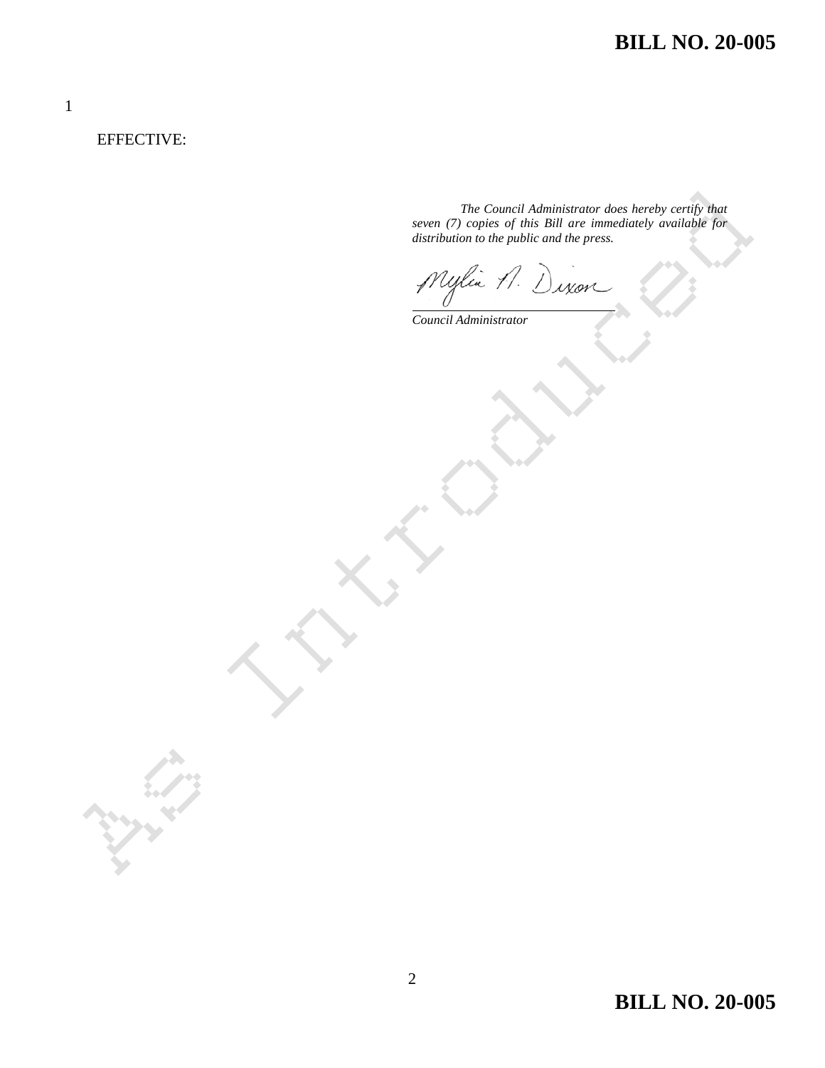1

EFFECTIVE:

*The Council Administrator does hereby certify that seven (7) copies of this Bill are immediately available for distribution to the public and the press.*

Mylia A. Dixon

*Council Administrator*